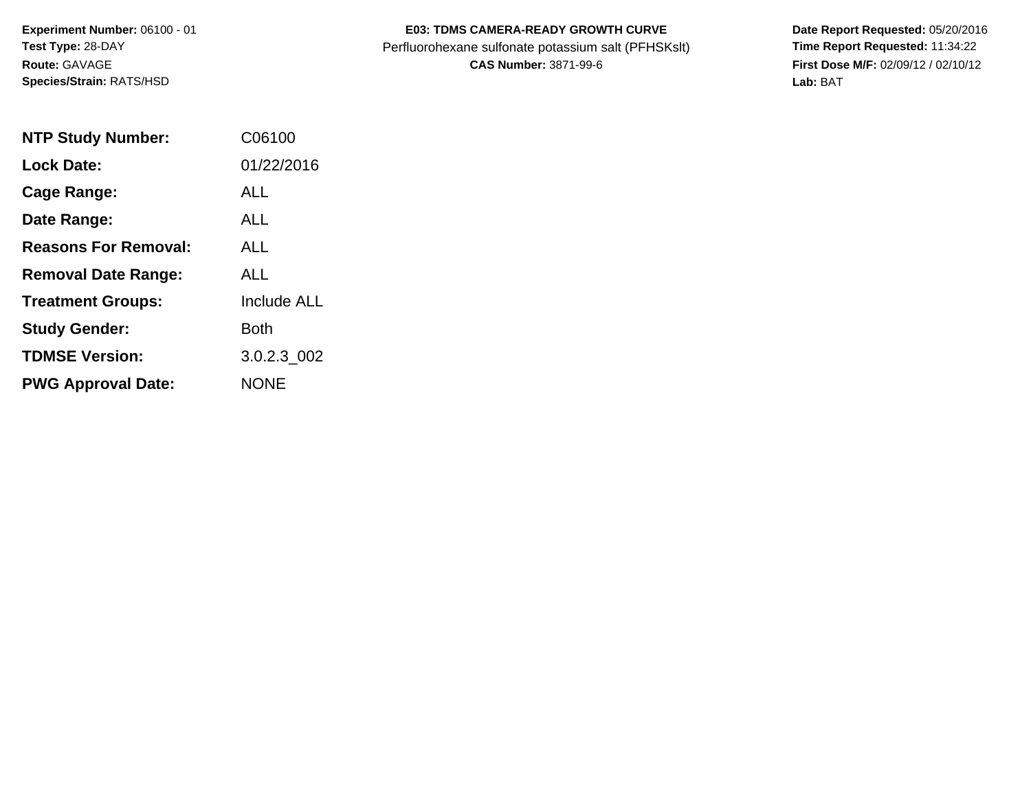**Experiment Number:** 06100 - 01
**Test Type:** 28-DAY
**Route:** GAVAGE
**Species/Strain:** RATS/HSD

**E03: TDMS CAMERA-READY GROWTH CURVE**
Perfluorohexane sulfonate potassium salt (PFHSKslt)
**CAS Number:** 3871-99-6

**Date Report Requested:** 05/20/2016
**Time Report Requested:** 11:34:22
**First Dose M/F:** 02/09/12 / 02/10/12
**Lab:** BAT

| | |
|---|---|
| **NTP Study Number:** | C06100 |
| **Lock Date:** | 01/22/2016 |
| **Cage Range:** | ALL |
| **Date Range:** | ALL |
| **Reasons For Removal:** | ALL |
| **Removal Date Range:** | ALL |
| **Treatment Groups:** | Include ALL |
| **Study Gender:** | Both |
| **TDMSE Version:** | 3.0.2.3_002 |
| **PWG Approval Date:** | NONE |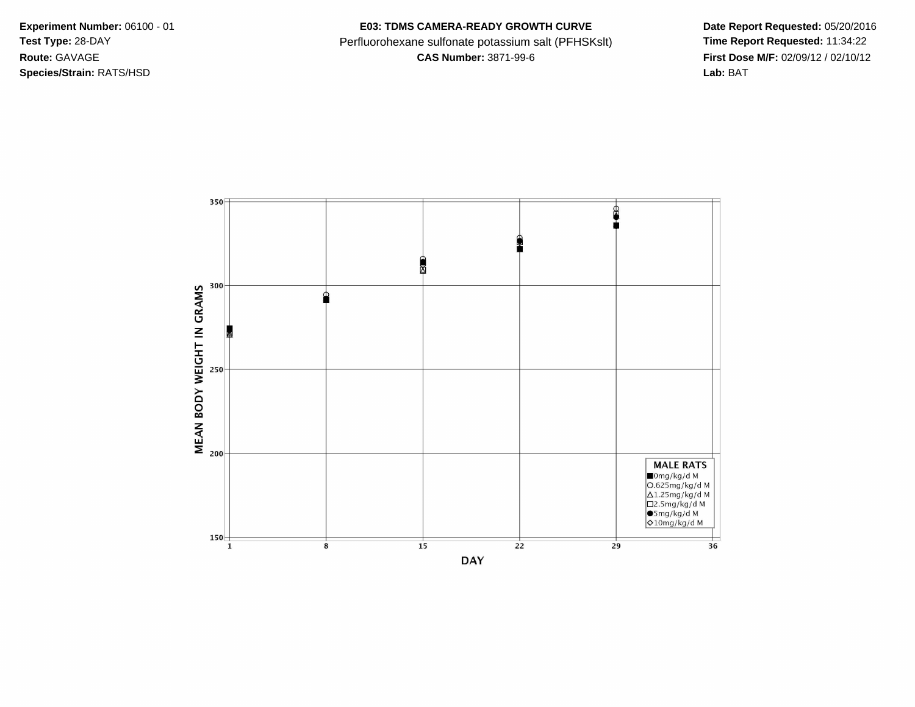**Experiment Number:** 06100 - 01
**Test Type:** 28-DAY
**Route:** GAVAGE
**Species/Strain:** RATS/HSD

**E03: TDMS CAMERA-READY GROWTH CURVE**
Perfluorohexane sulfonate potassium salt (PFHSKslt)
**CAS Number:** 3871-99-6

**Date Report Requested:** 05/20/2016
**Time Report Requested:** 11:34:22
**First Dose M/F:** 02/09/12 / 02/10/12
**Lab:** BAT

MEAN BODY WEIGHT IN GRAMS

DAY

MALE RATS
- ■ 0mg/kg/d M
- ○ .625mg/kg/d M
- △ 1.25mg/kg/d M
- □ 2.5mg/kg/d M
- ● 5mg/kg/d M
- ◇ 10mg/kg/d M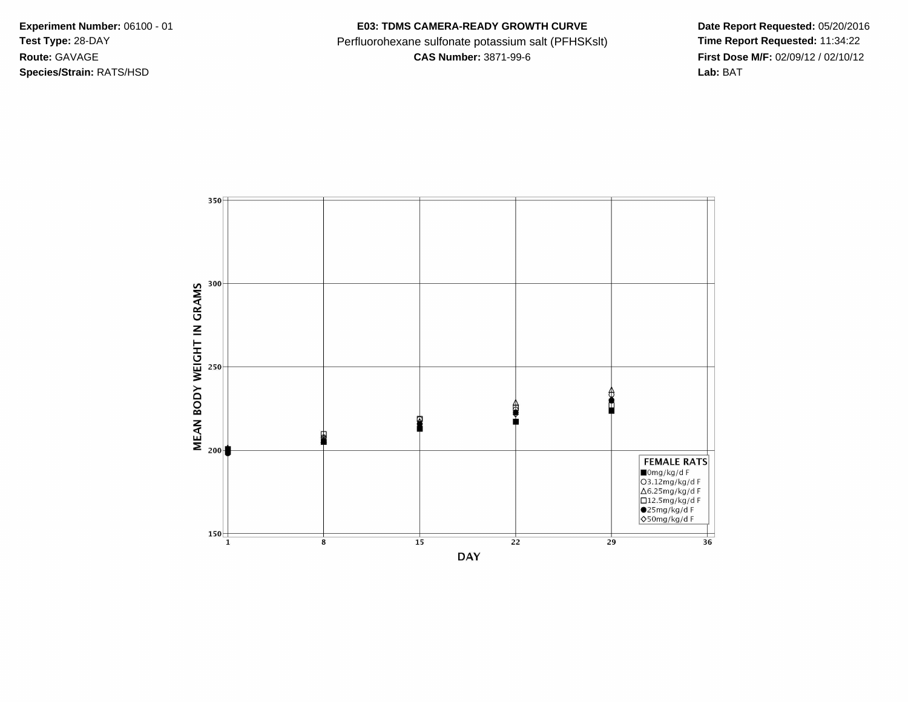**Experiment Number:** 06100 - 01
**Test Type:** 28-DAY
**Route:** GAVAGE
**Species/Strain:** RATS/HSD

**E03: TDMS CAMERA-READY GROWTH CURVE**
Perfluorohexane sulfonate potassium salt (PFHSKslt)
**CAS Number:** 3871-99-6

**Date Report Requested:** 05/20/2016
**Time Report Requested:** 11:34:22
**First Dose M/F:** 02/09/12 / 02/10/12
**Lab:** BAT

MEAN BODY WEIGHT IN GRAMS

350
300
250
200
150

DAY

1
8
15
22
29
36

FEMALE RATS
■0mg/kg/d F
○3.12mg/kg/d F
△6.25mg/kg/d F
□12.5mg/kg/d F
●25mg/kg/d F
◇50mg/kg/d F